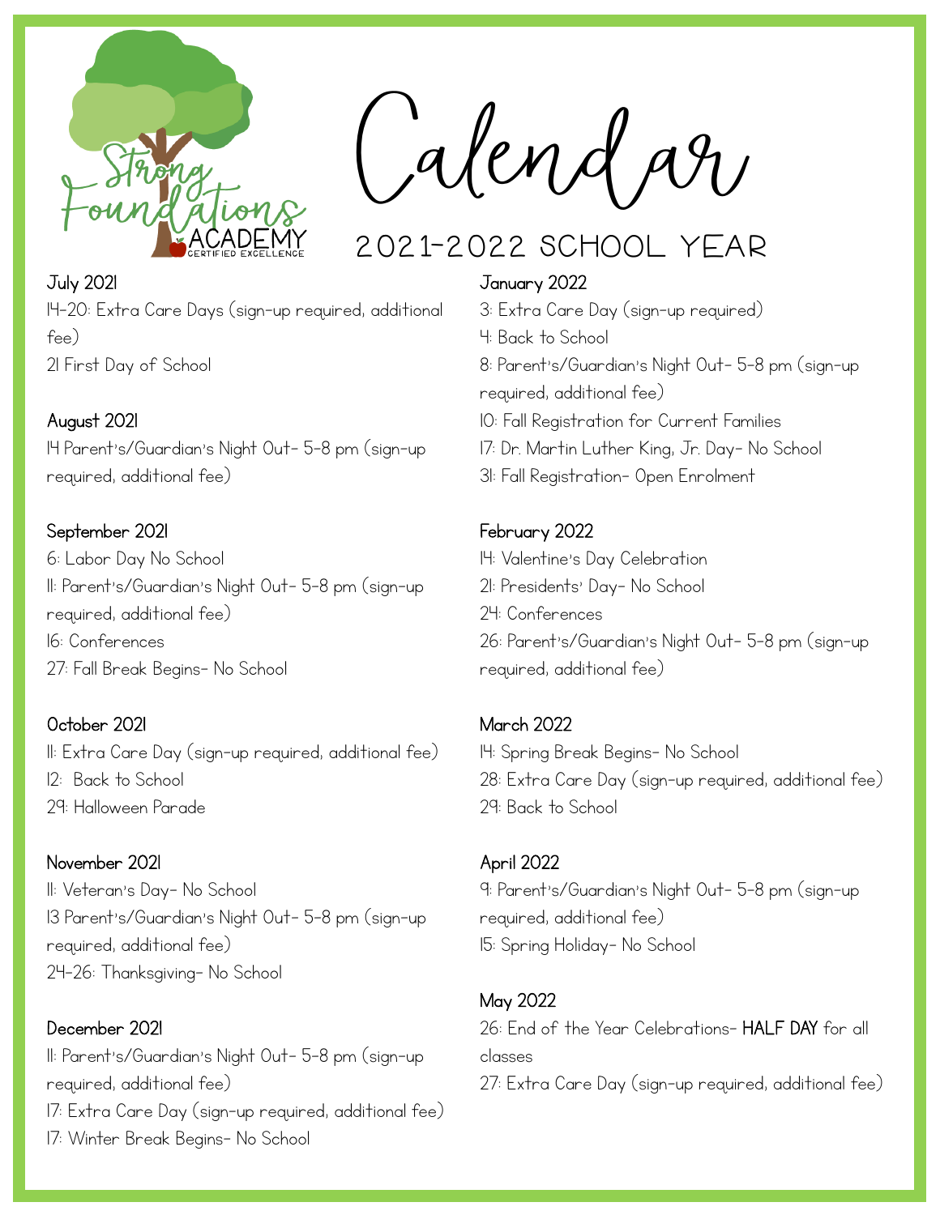Strong Foundations ACADEMY
CERTIFIED EXCELLENCE

# Calendar

## 2021-2022 SCHOOL YEAR

**July 2021**

14-20: Extra Care Days (sign-up required, additional fee)
21 First Day of School

**August 2021**

14 Parent's/Guardian's Night Out- 5-8 pm (sign-up required, additional fee)

**September 2021**

6: Labor Day No School
11: Parent's/Guardian's Night Out- 5-8 pm (sign-up required, additional fee)
16: Conferences
27: Fall Break Begins- No School

**October 2021**

11: Extra Care Day (sign-up required, additional fee)
12: Back to School
29: Halloween Parade

**November 2021**

11: Veteran's Day- No School
13 Parent's/Guardian's Night Out- 5-8 pm (sign-up required, additional fee)
24-26: Thanksgiving- No School

**December 2021**

11: Parent's/Guardian's Night Out- 5-8 pm (sign-up required, additional fee)
17: Extra Care Day (sign-up required, additional fee)
17: Winter Break Begins- No School

**January 2022**

3: Extra Care Day (sign-up required)
4: Back to School
8: Parent's/Guardian's Night Out- 5-8 pm (sign-up required, additional fee)
10: Fall Registration for Current Families
17: Dr. Martin Luther King, Jr. Day- No School
31: Fall Registration- Open Enrolment

**February 2022**

14: Valentine's Day Celebration
21: Presidents' Day- No School
24: Conferences
26: Parent's/Guardian's Night Out- 5-8 pm (sign-up required, additional fee)

**March 2022**

14: Spring Break Begins- No School
28: Extra Care Day (sign-up required, additional fee)
29: Back to School

**April 2022**

9: Parent's/Guardian's Night Out- 5-8 pm (sign-up required, additional fee)
15: Spring Holiday- No School

**May 2022**

26: End of the Year Celebrations- **HALF DAY** for all classes
27: Extra Care Day (sign-up required, additional fee)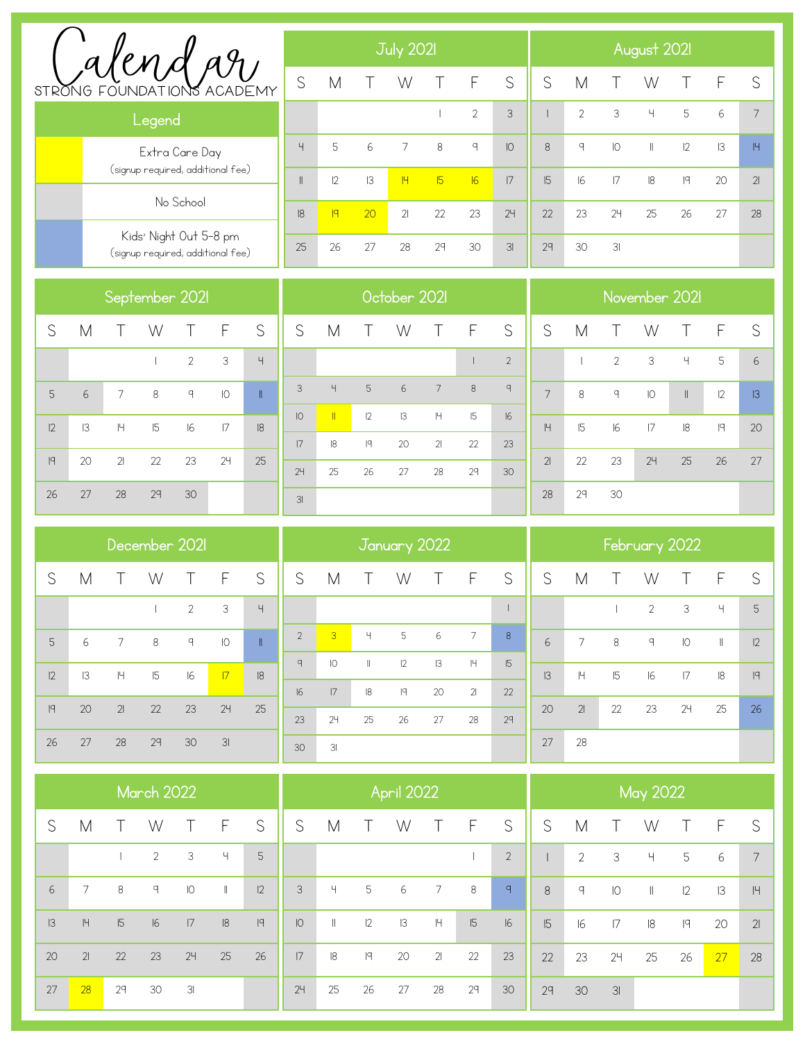# Calendar

STRONG FOUNDATIONS ACADEMY

| Legend | |
|---|---|
| (yellow) | Extra Care Day (signup required, additional fee) |
| (gray) | No School |
| (blue) | Kids' Night Out 5-8 pm (signup required, additional fee) |

## July 2021

| S | M | T | W | T | F | S |
|---|---|---|---|---|---|---|
| | | | | 1 | 2 | 3 |
| 4 | 5 | 6 | 7 | 8 | 9 | 10 |
| 11 | 12 | 13 | 14 | 15 | 16 | 17 |
| 18 | 19 | 20 | 21 | 22 | 23 | 24 |
| 25 | 26 | 27 | 28 | 29 | 30 | 31 |

## August 2021

| S | M | T | W | T | F | S |
|---|---|---|---|---|---|---|
| 1 | 2 | 3 | 4 | 5 | 6 | 7 |
| 8 | 9 | 10 | 11 | 12 | 13 | 14 |
| 15 | 16 | 17 | 18 | 19 | 20 | 21 |
| 22 | 23 | 24 | 25 | 26 | 27 | 28 |
| 29 | 30 | 31 | | | | |

## September 2021

| S | M | T | W | T | F | S |
|---|---|---|---|---|---|---|
| | | | 1 | 2 | 3 | 4 |
| 5 | 6 | 7 | 8 | 9 | 10 | 11 |
| 12 | 13 | 14 | 15 | 16 | 17 | 18 |
| 19 | 20 | 21 | 22 | 23 | 24 | 25 |
| 26 | 27 | 28 | 29 | 30 | | |

## October 2021

| S | M | T | W | T | F | S |
|---|---|---|---|---|---|---|
| | | | | | 1 | 2 |
| 3 | 4 | 5 | 6 | 7 | 8 | 9 |
| 10 | 11 | 12 | 13 | 14 | 15 | 16 |
| 17 | 18 | 19 | 20 | 21 | 22 | 23 |
| 24 | 25 | 26 | 27 | 28 | 29 | 30 |
| 31 | | | | | | |

## November 2021

| S | M | T | W | T | F | S |
|---|---|---|---|---|---|---|
| | 1 | 2 | 3 | 4 | 5 | 6 |
| 7 | 8 | 9 | 10 | 11 | 12 | 13 |
| 14 | 15 | 16 | 17 | 18 | 19 | 20 |
| 21 | 22 | 23 | 24 | 25 | 26 | 27 |
| 28 | 29 | 30 | | | | |

## December 2021

| S | M | T | W | T | F | S |
|---|---|---|---|---|---|---|
| | | | 1 | 2 | 3 | 4 |
| 5 | 6 | 7 | 8 | 9 | 10 | 11 |
| 12 | 13 | 14 | 15 | 16 | 17 | 18 |
| 19 | 20 | 21 | 22 | 23 | 24 | 25 |
| 26 | 27 | 28 | 29 | 30 | 31 | |

## January 2022

| S | M | T | W | T | F | S |
|---|---|---|---|---|---|---|
| | | | | | | 1 |
| 2 | 3 | 4 | 5 | 6 | 7 | 8 |
| 9 | 10 | 11 | 12 | 13 | 14 | 15 |
| 16 | 17 | 18 | 19 | 20 | 21 | 22 |
| 23 | 24 | 25 | 26 | 27 | 28 | 29 |
| 30 | 31 | | | | | |

## February 2022

| S | M | T | W | T | F | S |
|---|---|---|---|---|---|---|
| | | 1 | 2 | 3 | 4 | 5 |
| 6 | 7 | 8 | 9 | 10 | 11 | 12 |
| 13 | 14 | 15 | 16 | 17 | 18 | 19 |
| 20 | 21 | 22 | 23 | 24 | 25 | 26 |
| 27 | 28 | | | | | |

## March 2022

| S | M | T | W | T | F | S |
|---|---|---|---|---|---|---|
| | | 1 | 2 | 3 | 4 | 5 |
| 6 | 7 | 8 | 9 | 10 | 11 | 12 |
| 13 | 14 | 15 | 16 | 17 | 18 | 19 |
| 20 | 21 | 22 | 23 | 24 | 25 | 26 |
| 27 | 28 | 29 | 30 | 31 | | |

## April 2022

| S | M | T | W | T | F | S |
|---|---|---|---|---|---|---|
| | | | | | 1 | 2 |
| 3 | 4 | 5 | 6 | 7 | 8 | 9 |
| 10 | 11 | 12 | 13 | 14 | 15 | 16 |
| 17 | 18 | 19 | 20 | 21 | 22 | 23 |
| 24 | 25 | 26 | 27 | 28 | 29 | 30 |

## May 2022

| S | M | T | W | T | F | S |
|---|---|---|---|---|---|---|
| 1 | 2 | 3 | 4 | 5 | 6 | 7 |
| 8 | 9 | 10 | 11 | 12 | 13 | 14 |
| 15 | 16 | 17 | 18 | 19 | 20 | 21 |
| 22 | 23 | 24 | 25 | 26 | 27 | 28 |
| 29 | 30 | 31 | | | | |